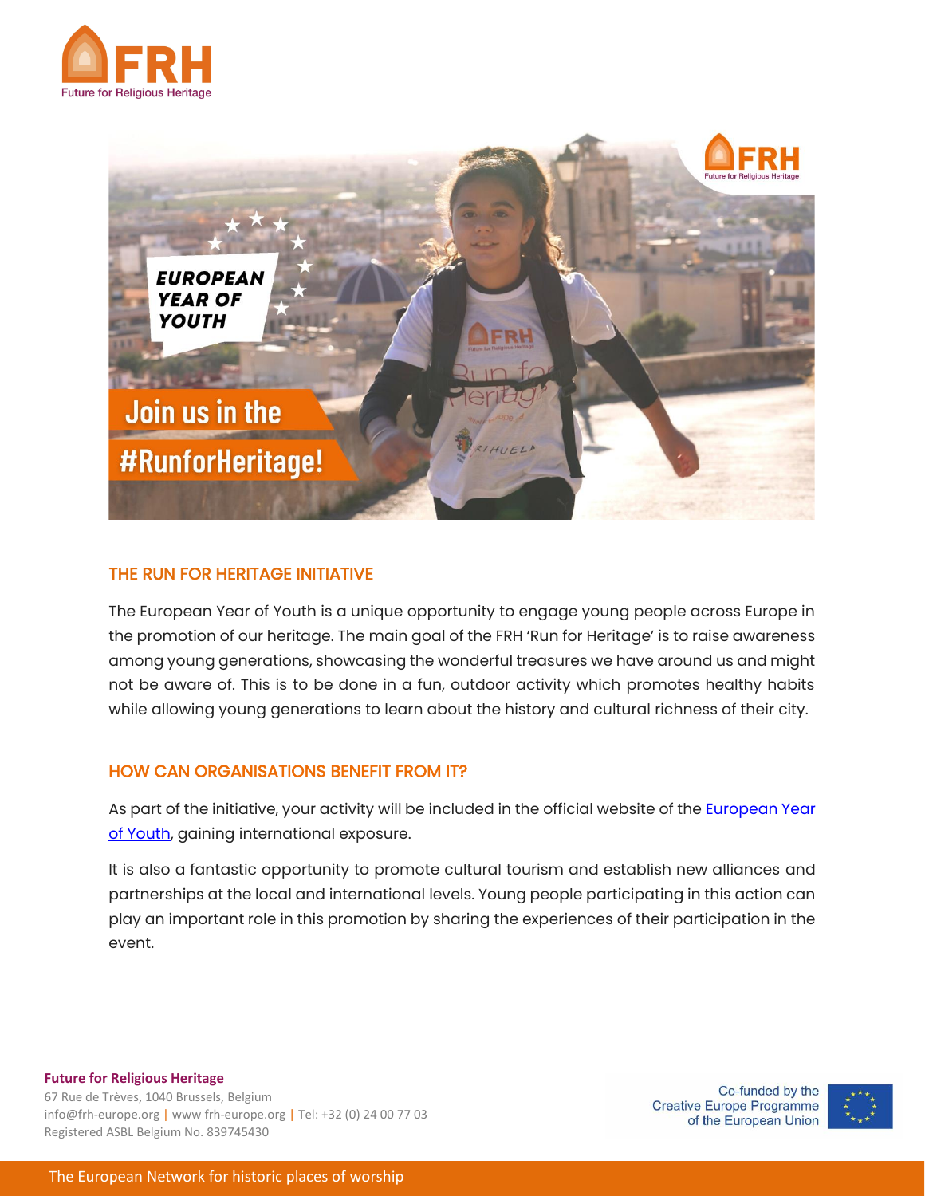## THE RUN FOR HERITAGE INITIATIVE

The European Year of Youth is a unique opportunity to engage young people across Europe in the promotion of our heritage. The main goal of the FRH 'Run for Heritage' is to raise awareness among young generations, showcasing the wonderful treasures we have around us and might not be aware of. This is to be done in a fun, outdoor activity which promotes healthy habits while allowing young generations to learn about the history and cultural richness of their city.

## HOW CAN ORGANISATIONS BENEFIT FROM IT?

As part of the initiative, your activity will be included in the official website of the European Year of Youth, gaining international exposure.

It is also a fantastic opportunity to promote cultural tourism and establish new alliances and partnerships at the local and international levels. Young people participating in this action can play an important role in this promotion by sharing the experiences of their participation in the event.

**Future for Religious Heritage**
67 Rue de Trèves, 1040 Brussels, Belgium
info@frh-europe.org | www frh-europe.org | Tel: +32 (0) 24 00 77 03
Registered ASBL Belgium No. 839745430

Co-funded by the Creative Europe Programme of the European Union

The European Network for historic places of worship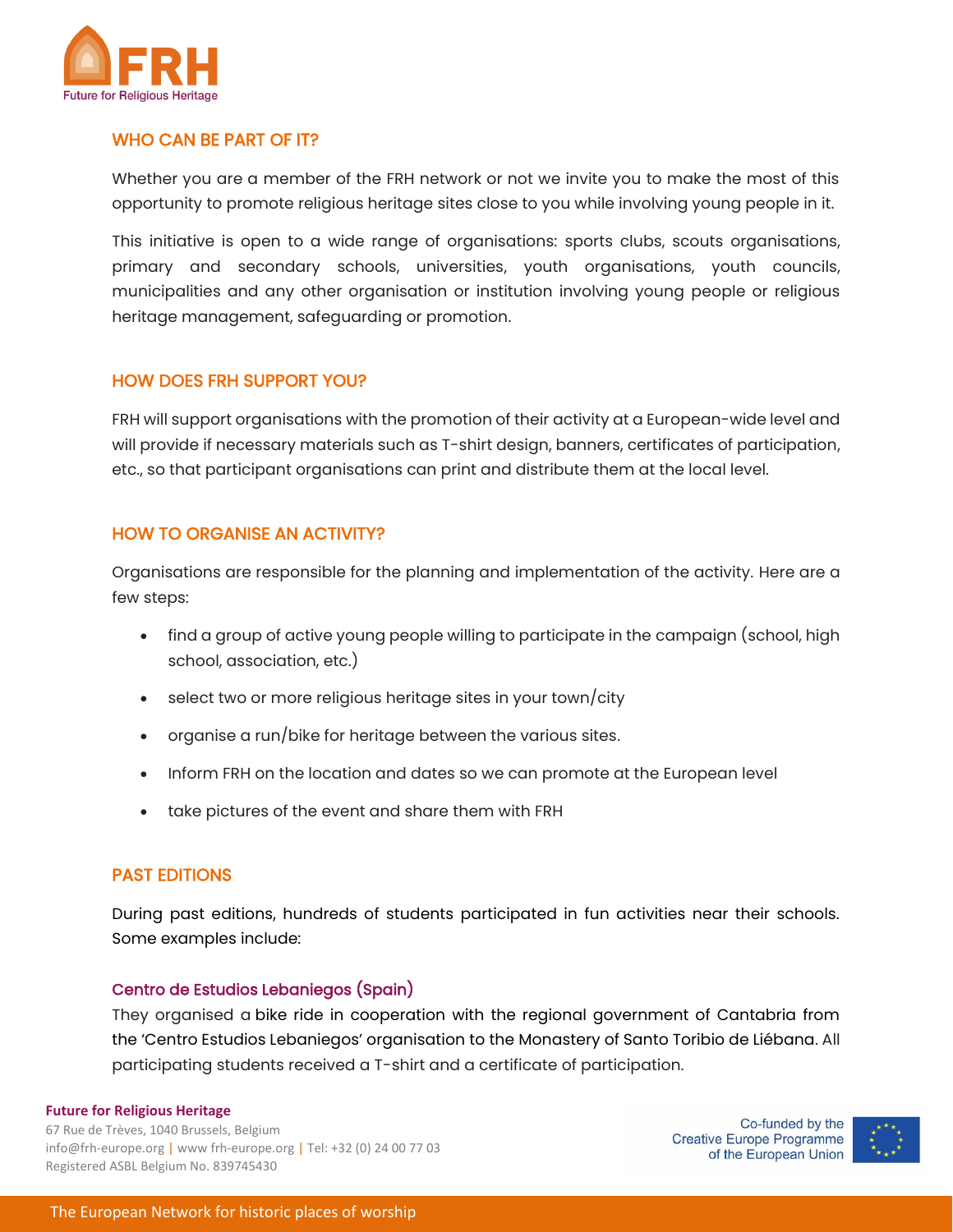## WHO CAN BE PART OF IT?

Whether you are a member of the FRH network or not we invite you to make the most of this opportunity to promote religious heritage sites close to you while involving young people in it.

This initiative is open to a wide range of organisations: sports clubs, scouts organisations, primary and secondary schools, universities, youth organisations, youth councils, municipalities and any other organisation or institution involving young people or religious heritage management, safeguarding or promotion.

## HOW DOES FRH SUPPORT YOU?

FRH will support organisations with the promotion of their activity at a European-wide level and will provide if necessary materials such as T-shirt design, banners, certificates of participation, etc., so that participant organisations can print and distribute them at the local level.

## HOW TO ORGANISE AN ACTIVITY?

Organisations are responsible for the planning and implementation of the activity. Here are a few steps:

- find a group of active young people willing to participate in the campaign (school, high school, association, etc.)
- select two or more religious heritage sites in your town/city
- organise a run/bike for heritage between the various sites.
- Inform FRH on the location and dates so we can promote at the European level
- take pictures of the event and share them with FRH

## PAST EDITIONS

During past editions, hundreds of students participated in fun activities near their schools. Some examples include:

### Centro de Estudios Lebaniegos (Spain)

They organised a bike ride in cooperation with the regional government of Cantabria from the 'Centro Estudios Lebaniegos' organisation to the Monastery of Santo Toribio de Liébana. All participating students received a T-shirt and a certificate of participation.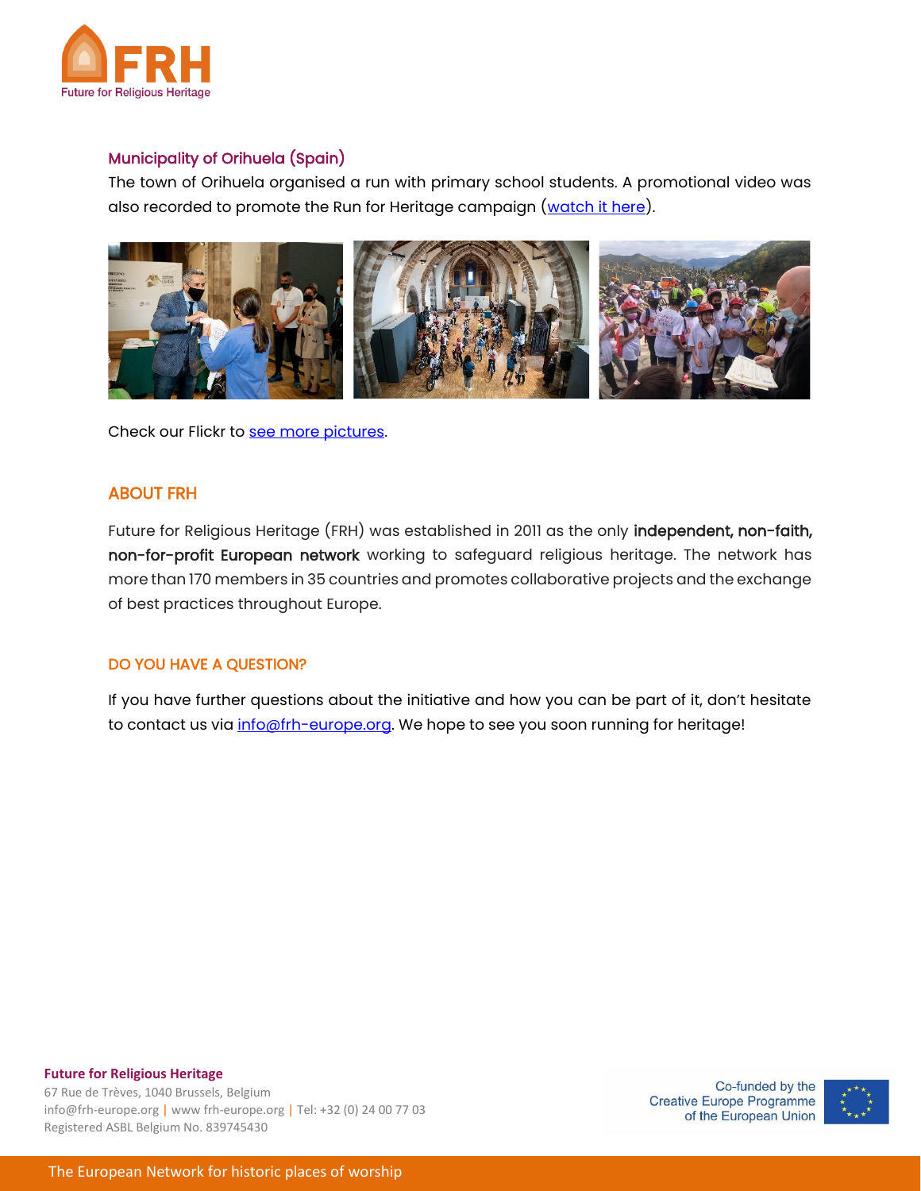### Municipality of Orihuela (Spain)

The town of Orihuela organised a run with primary school students. A promotional video was also recorded to promote the Run for Heritage campaign (watch it here).

Check our Flickr to see more pictures.

## ABOUT FRH

Future for Religious Heritage (FRH) was established in 2011 as the only **independent, non-faith, non-for-profit European network** working to safeguard religious heritage. The network has more than 170 members in 35 countries and promotes collaborative projects and the exchange of best practices throughout Europe.

## DO YOU HAVE A QUESTION?

If you have further questions about the initiative and how you can be part of it, don't hesitate to contact us via info@frh-europe.org. We hope to see you soon running for heritage!

**Future for Religious Heritage**
67 Rue de Trèves, 1040 Brussels, Belgium
info@frh-europe.org | www frh-europe.org | Tel: +32 (0) 24 00 77 03
Registered ASBL Belgium No. 839745430

Co-funded by the Creative Europe Programme of the European Union

The European Network for historic places of worship